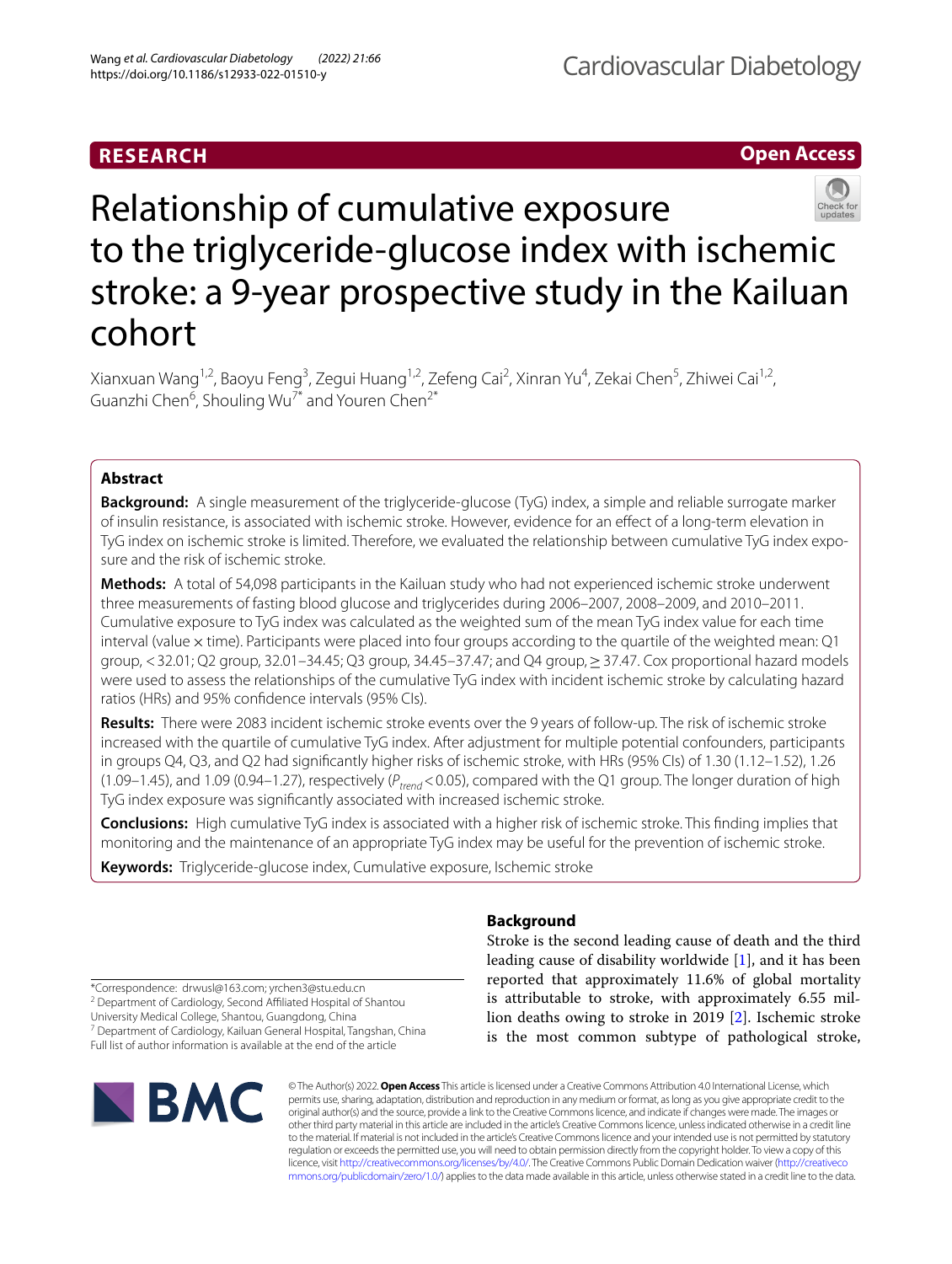**RESEARCH** **Open Access**

# Relationship of cumulative exposure to the triglyceride-glucose index with ischemic stroke: a 9-year prospective study in the Kailuan cohort

Xianxuan Wang[1,2], Baoyu Feng[3], Zegui Huang[1,2], Zefeng Cai[2], Xinran Yu[4], Zekai Chen[5], Zhiwei Cai[1,2], Guanzhi Chen[6], Shouling Wu[7*] and Youren Chen[2*]

## Abstract

**Background:** A single measurement of the triglyceride-glucose (TyG) index, a simple and reliable surrogate marker of insulin resistance, is associated with ischemic stroke. However, evidence for an effect of a long-term elevation in TyG index on ischemic stroke is limited. Therefore, we evaluated the relationship between cumulative TyG index exposure and the risk of ischemic stroke.

**Methods:** A total of 54,098 participants in the Kailuan study who had not experienced ischemic stroke underwent three measurements of fasting blood glucose and triglycerides during 2006–2007, 2008–2009, and 2010–2011. Cumulative exposure to TyG index was calculated as the weighted sum of the mean TyG index value for each time interval (value × time). Participants were placed into four groups according to the quartile of the weighted mean: Q1 group, < 32.01; Q2 group, 32.01–34.45; Q3 group, 34.45–37.47; and Q4 group, ≥ 37.47. Cox proportional hazard models were used to assess the relationships of the cumulative TyG index with incident ischemic stroke by calculating hazard ratios (HRs) and 95% confidence intervals (95% CIs).

**Results:** There were 2083 incident ischemic stroke events over the 9 years of follow-up. The risk of ischemic stroke increased with the quartile of cumulative TyG index. After adjustment for multiple potential confounders, participants in groups Q4, Q3, and Q2 had significantly higher risks of ischemic stroke, with HRs (95% CIs) of 1.30 (1.12–1.52), 1.26 (1.09–1.45), and 1.09 (0.94–1.27), respectively ($P_{trend} < 0.05$), compared with the Q1 group. The longer duration of high TyG index exposure was significantly associated with increased ischemic stroke.

**Conclusions:** High cumulative TyG index is associated with a higher risk of ischemic stroke. This finding implies that monitoring and the maintenance of an appropriate TyG index may be useful for the prevention of ischemic stroke.

**Keywords:** Triglyceride-glucose index, Cumulative exposure, Ischemic stroke

## Background

Stroke is the second leading cause of death and the third leading cause of disability worldwide [1], and it has been reported that approximately 11.6% of global mortality is attributable to stroke, with approximately 6.55 million deaths owing to stroke in 2019 [2]. Ischemic stroke is the most common subtype of pathological stroke,

*Correspondence: drwusl@163.com; yrchen3@stu.edu.cn
[2] Department of Cardiology, Second Affiliated Hospital of Shantou University Medical College, Shantou, Guangdong, China
[7] Department of Cardiology, Kailuan General Hospital, Tangshan, China
Full list of author information is available at the end of the article

© The Author(s) 2022. **Open Access** This article is licensed under a Creative Commons Attribution 4.0 International License, which permits use, sharing, adaptation, distribution and reproduction in any medium or format, as long as you give appropriate credit to the original author(s) and the source, provide a link to the Creative Commons licence, and indicate if changes were made. The images or other third party material in this article are included in the article's Creative Commons licence, unless indicated otherwise in a credit line to the material. If material is not included in the article's Creative Commons licence and your intended use is not permitted by statutory regulation or exceeds the permitted use, you will need to obtain permission directly from the copyright holder. To view a copy of this licence, visit http://creativecommons.org/licenses/by/4.0/. The Creative Commons Public Domain Dedication waiver (http://creativecommons.org/publicdomain/zero/1.0/) applies to the data made available in this article, unless otherwise stated in a credit line to the data.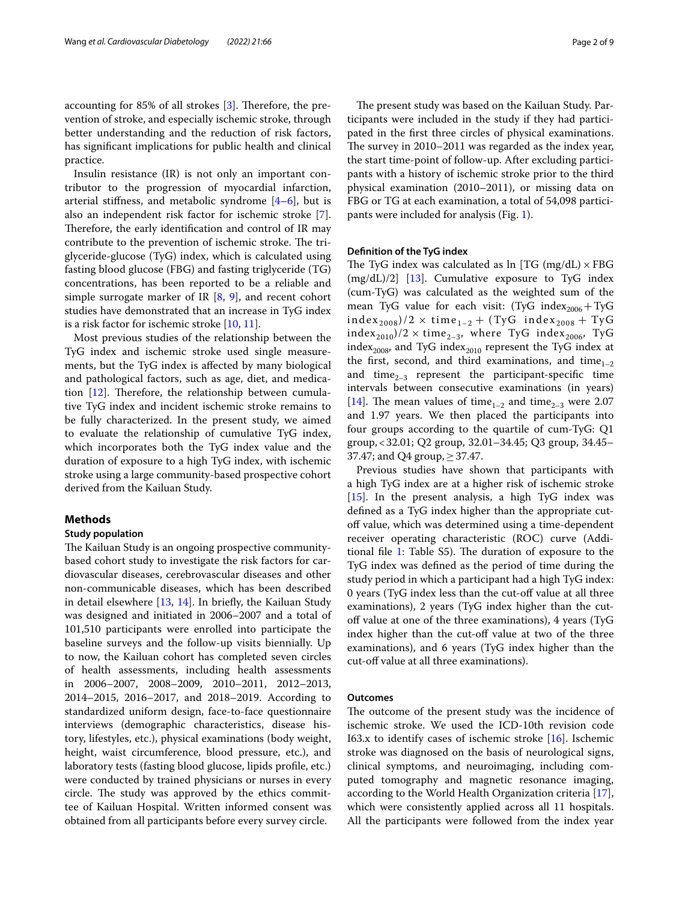accounting for 85% of all strokes [3]. Therefore, the prevention of stroke, and especially ischemic stroke, through better understanding and the reduction of risk factors, has significant implications for public health and clinical practice.

Insulin resistance (IR) is not only an important contributor to the progression of myocardial infarction, arterial stiffness, and metabolic syndrome [4–6], but is also an independent risk factor for ischemic stroke [7]. Therefore, the early identification and control of IR may contribute to the prevention of ischemic stroke. The triglyceride-glucose (TyG) index, which is calculated using fasting blood glucose (FBG) and fasting triglyceride (TG) concentrations, has been reported to be a reliable and simple surrogate marker of IR [8, 9], and recent cohort studies have demonstrated that an increase in TyG index is a risk factor for ischemic stroke [10, 11].

Most previous studies of the relationship between the TyG index and ischemic stroke used single measurements, but the TyG index is affected by many biological and pathological factors, such as age, diet, and medication [12]. Therefore, the relationship between cumulative TyG index and incident ischemic stroke remains to be fully characterized. In the present study, we aimed to evaluate the relationship of cumulative TyG index, which incorporates both the TyG index value and the duration of exposure to a high TyG index, with ischemic stroke using a large community-based prospective cohort derived from the Kailuan Study.

## Methods

### Study population

The Kailuan Study is an ongoing prospective community-based cohort study to investigate the risk factors for cardiovascular diseases, cerebrovascular diseases and other non-communicable diseases, which has been described in detail elsewhere [13, 14]. In briefly, the Kailuan Study was designed and initiated in 2006–2007 and a total of 101,510 participants were enrolled into participate the baseline surveys and the follow-up visits biennially. Up to now, the Kailuan cohort has completed seven circles of health assessments, including health assessments in 2006–2007, 2008–2009, 2010–2011, 2012–2013, 2014–2015, 2016–2017, and 2018–2019. According to standardized uniform design, face-to-face questionnaire interviews (demographic characteristics, disease history, lifestyles, etc.), physical examinations (body weight, height, waist circumference, blood pressure, etc.), and laboratory tests (fasting blood glucose, lipids profile, etc.) were conducted by trained physicians or nurses in every circle. The study was approved by the ethics committee of Kailuan Hospital. Written informed consent was obtained from all participants before every survey circle.

The present study was based on the Kailuan Study. Participants were included in the study if they had participated in the first three circles of physical examinations. The survey in 2010–2011 was regarded as the index year, the start time-point of follow-up. After excluding participants with a history of ischemic stroke prior to the third physical examination (2010–2011), or missing data on FBG or TG at each examination, a total of 54,098 participants were included for analysis (Fig. 1).

### Definition of the TyG index

The TyG index was calculated as ln [TG (mg/dL) × FBG (mg/dL)/2] [13]. Cumulative exposure to TyG index (cum-TyG) was calculated as the weighted sum of the mean TyG value for each visit: $(\text{TyG index}_{2006} + \text{TyG index}_{2008})/2 \times \text{time}_{1-2} + (\text{TyG index}_{2008} + \text{TyG index}_{2010})/2 \times \text{time}_{2-3}$, where TyG $\text{index}_{2006}$, TyG $\text{index}_{2008}$, and TyG $\text{index}_{2010}$ represent the TyG index at the first, second, and third examinations, and $\text{time}_{1-2}$ and $\text{time}_{2-3}$ represent the participant-specific time intervals between consecutive examinations (in years) [14]. The mean values of $\text{time}_{1-2}$ and $\text{time}_{2-3}$ were 2.07 and 1.97 years. We then placed the participants into four groups according to the quartile of cum-TyG: Q1 group, < 32.01; Q2 group, 32.01–34.45; Q3 group, 34.45–37.47; and Q4 group, ≥ 37.47.

Previous studies have shown that participants with a high TyG index are at a higher risk of ischemic stroke [15]. In the present analysis, a high TyG index was defined as a TyG index higher than the appropriate cut-off value, which was determined using a time-dependent receiver operating characteristic (ROC) curve (Additional file 1: Table S5). The duration of exposure to the TyG index was defined as the period of time during the study period in which a participant had a high TyG index: 0 years (TyG index less than the cut-off value at all three examinations), 2 years (TyG index higher than the cut-off value at one of the three examinations), 4 years (TyG index higher than the cut-off value at two of the three examinations), and 6 years (TyG index higher than the cut-off value at all three examinations).

### Outcomes

The outcome of the present study was the incidence of ischemic stroke. We used the ICD-10th revision code I63.x to identify cases of ischemic stroke [16]. Ischemic stroke was diagnosed on the basis of neurological signs, clinical symptoms, and neuroimaging, including computed tomography and magnetic resonance imaging, according to the World Health Organization criteria [17], which were consistently applied across all 11 hospitals. All the participants were followed from the index year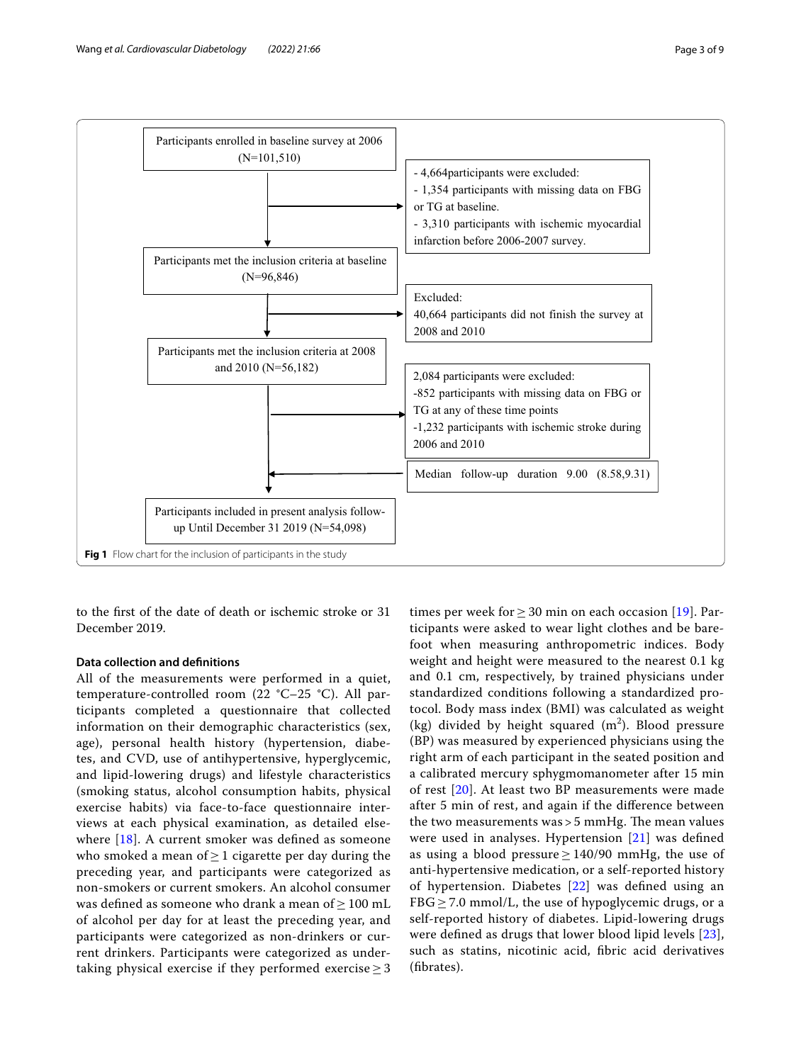Participants enrolled in baseline survey at 2006 (N=101,510)

- 4,664participants were excluded:
- 1,354 participants with missing data on FBG or TG at baseline.
- 3,310 participants with ischemic myocardial infarction before 2006-2007 survey.

Participants met the inclusion criteria at baseline (N=96,846)

Excluded:
40,664 participants did not finish the survey at 2008 and 2010

Participants met the inclusion criteria at 2008 and 2010 (N=56,182)

2,084 participants were excluded:
-852 participants with missing data on FBG or TG at any of these time points
-1,232 participants with ischemic stroke during 2006 and 2010

Median follow-up duration 9.00 (8.58,9.31)

Participants included in present analysis follow-up Until December 31 2019 (N=54,098)

**Fig 1** Flow chart for the inclusion of participants in the study

to the first of the date of death or ischemic stroke or 31 December 2019.

### Data collection and definitions

All of the measurements were performed in a quiet, temperature-controlled room (22 °C–25 °C). All participants completed a questionnaire that collected information on their demographic characteristics (sex, age), personal health history (hypertension, diabetes, and CVD, use of antihypertensive, hyperglycemic, and lipid-lowering drugs) and lifestyle characteristics (smoking status, alcohol consumption habits, physical exercise habits) via face-to-face questionnaire interviews at each physical examination, as detailed elsewhere [18]. A current smoker was defined as someone who smoked a mean of ≥ 1 cigarette per day during the preceding year, and participants were categorized as non-smokers or current smokers. An alcohol consumer was defined as someone who drank a mean of ≥ 100 mL of alcohol per day for at least the preceding year, and participants were categorized as non-drinkers or current drinkers. Participants were categorized as undertaking physical exercise if they performed exercise ≥ 3 times per week for ≥ 30 min on each occasion [19]. Participants were asked to wear light clothes and be barefoot when measuring anthropometric indices. Body weight and height were measured to the nearest 0.1 kg and 0.1 cm, respectively, by trained physicians under standardized conditions following a standardized protocol. Body mass index (BMI) was calculated as weight (kg) divided by height squared ($m^2$). Blood pressure (BP) was measured by experienced physicians using the right arm of each participant in the seated position and a calibrated mercury sphygmomanometer after 15 min of rest [20]. At least two BP measurements were made after 5 min of rest, and again if the difference between the two measurements was > 5 mmHg. The mean values were used in analyses. Hypertension [21] was defined as using a blood pressure ≥ 140/90 mmHg, the use of anti-hypertensive medication, or a self-reported history of hypertension. Diabetes [22] was defined using an FBG ≥ 7.0 mmol/L, the use of hypoglycemic drugs, or a self-reported history of diabetes. Lipid-lowering drugs were defined as drugs that lower blood lipid levels [23], such as statins, nicotinic acid, fibric acid derivatives (fibrates).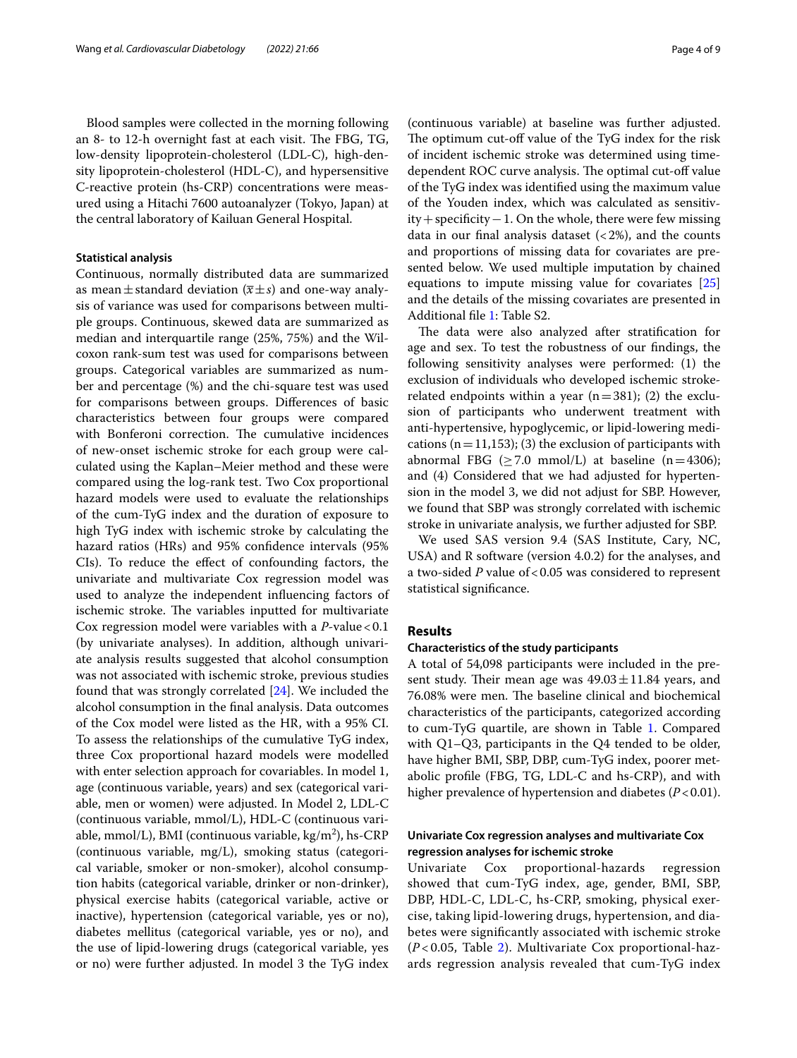Blood samples were collected in the morning following an 8- to 12-h overnight fast at each visit. The FBG, TG, low-density lipoprotein-cholesterol (LDL-C), high-density lipoprotein-cholesterol (HDL-C), and hypersensitive C-reactive protein (hs-CRP) concentrations were measured using a Hitachi 7600 autoanalyzer (Tokyo, Japan) at the central laboratory of Kailuan General Hospital.

#### Statistical analysis

Continuous, normally distributed data are summarized as mean ± standard deviation ($\overline{x} \pm s$) and one-way analysis of variance was used for comparisons between multiple groups. Continuous, skewed data are summarized as median and interquartile range (25%, 75%) and the Wilcoxon rank-sum test was used for comparisons between groups. Categorical variables are summarized as number and percentage (%) and the chi-square test was used for comparisons between groups. Differences of basic characteristics between four groups were compared with Bonferoni correction. The cumulative incidences of new-onset ischemic stroke for each group were calculated using the Kaplan–Meier method and these were compared using the log-rank test. Two Cox proportional hazard models were used to evaluate the relationships of the cum-TyG index and the duration of exposure to high TyG index with ischemic stroke by calculating the hazard ratios (HRs) and 95% confidence intervals (95% CIs). To reduce the effect of confounding factors, the univariate and multivariate Cox regression model was used to analyze the independent influencing factors of ischemic stroke. The variables inputted for multivariate Cox regression model were variables with a *P*-value < 0.1 (by univariate analyses). In addition, although univariate analysis results suggested that alcohol consumption was not associated with ischemic stroke, previous studies found that was strongly correlated [24]. We included the alcohol consumption in the final analysis. Data outcomes of the Cox model were listed as the HR, with a 95% CI. To assess the relationships of the cumulative TyG index, three Cox proportional hazard models were modelled with enter selection approach for covariables. In model 1, age (continuous variable, years) and sex (categorical variable, men or women) were adjusted. In Model 2, LDL-C (continuous variable, mmol/L), HDL-C (continuous variable, mmol/L), BMI (continuous variable, kg/m$^2$), hs-CRP (continuous variable, mg/L), smoking status (categorical variable, smoker or non-smoker), alcohol consumption habits (categorical variable, drinker or non-drinker), physical exercise habits (categorical variable, active or inactive), hypertension (categorical variable, yes or no), diabetes mellitus (categorical variable, yes or no), and the use of lipid-lowering drugs (categorical variable, yes or no) were further adjusted. In model 3 the TyG index (continuous variable) at baseline was further adjusted. The optimum cut-off value of the TyG index for the risk of incident ischemic stroke was determined using time-dependent ROC curve analysis. The optimal cut-off value of the TyG index was identified using the maximum value of the Youden index, which was calculated as sensitivity + specificity − 1. On the whole, there were few missing data in our final analysis dataset (< 2%), and the counts and proportions of missing data for covariates are presented below. We used multiple imputation by chained equations to impute missing value for covariates [25] and the details of the missing covariates are presented in Additional file 1: Table S2.

The data were also analyzed after stratification for age and sex. To test the robustness of our findings, the following sensitivity analyses were performed: (1) the exclusion of individuals who developed ischemic stroke-related endpoints within a year (n = 381); (2) the exclusion of participants who underwent treatment with anti-hypertensive, hypoglycemic, or lipid-lowering medications (n = 11,153); (3) the exclusion of participants with abnormal FBG (≥ 7.0 mmol/L) at baseline (n = 4306); and (4) Considered that we had adjusted for hypertension in the model 3, we did not adjust for SBP. However, we found that SBP was strongly correlated with ischemic stroke in univariate analysis, we further adjusted for SBP.

We used SAS version 9.4 (SAS Institute, Cary, NC, USA) and R software (version 4.0.2) for the analyses, and a two-sided *P* value of < 0.05 was considered to represent statistical significance.

## Results

#### Characteristics of the study participants

A total of 54,098 participants were included in the present study. Their mean age was 49.03 ± 11.84 years, and 76.08% were men. The baseline clinical and biochemical characteristics of the participants, categorized according to cum-TyG quartile, are shown in Table 1. Compared with Q1–Q3, participants in the Q4 tended to be older, have higher BMI, SBP, DBP, cum-TyG index, poorer metabolic profile (FBG, TG, LDL-C and hs-CRP), and with higher prevalence of hypertension and diabetes (*P* < 0.01).

#### Univariate Cox regression analyses and multivariate Cox regression analyses for ischemic stroke

Univariate Cox proportional-hazards regression showed that cum-TyG index, age, gender, BMI, SBP, DBP, HDL-C, LDL-C, hs-CRP, smoking, physical exercise, taking lipid-lowering drugs, hypertension, and diabetes were significantly associated with ischemic stroke (*P* < 0.05, Table 2). Multivariate Cox proportional-hazards regression analysis revealed that cum-TyG index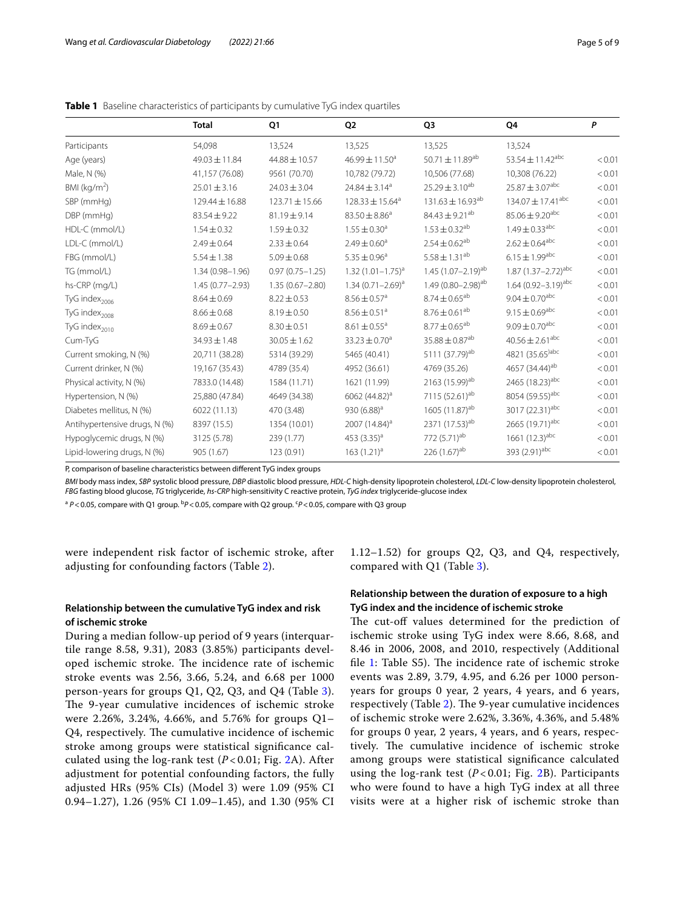**Table 1** Baseline characteristics of participants by cumulative TyG index quartiles

| | Total | Q1 | Q2 | Q3 | Q4 | P |
|---|---|---|---|---|---|---|
| Participants | 54,098 | 13,524 | 13,525 | 13,525 | 13,524 | |
| Age (years) | 49.03 ± 11.84 | 44.88 ± 10.57 | 46.99 ± 11.50[a] | 50.71 ± 11.89[ab] | 53.54 ± 11.42[abc] | < 0.01 |
| Male, N (%) | 41,157 (76.08) | 9561 (70.70) | 10,782 (79.72) | 10,506 (77.68) | 10,308 (76.22) | < 0.01 |
| BMI (kg/m$^2$) | 25.01 ± 3.16 | 24.03 ± 3.04 | 24.84 ± 3.14[a] | 25.29 ± 3.10[ab] | 25.87 ± 3.07[abc] | < 0.01 |
| SBP (mmHg) | 129.44 ± 16.88 | 123.71 ± 15.66 | 128.33 ± 15.64[a] | 131.63 ± 16.93[ab] | 134.07 ± 17.41[abc] | < 0.01 |
| DBP (mmHg) | 83.54 ± 9.22 | 81.19 ± 9.14 | 83.50 ± 8.86[a] | 84.43 ± 9.21[ab] | 85.06 ± 9.20[abc] | < 0.01 |
| HDL-C (mmol/L) | 1.54 ± 0.32 | 1.59 ± 0.32 | 1.55 ± 0.30[a] | 1.53 ± 0.32[ab] | 1.49 ± 0.33[abc] | < 0.01 |
| LDL-C (mmol/L) | 2.49 ± 0.64 | 2.33 ± 0.64 | 2.49 ± 0.60[a] | 2.54 ± 0.62[ab] | 2.62 ± 0.64[abc] | < 0.01 |
| FBG (mmol/L) | 5.54 ± 1.38 | 5.09 ± 0.68 | 5.35 ± 0.96[a] | 5.58 ± 1.31[ab] | 6.15 ± 1.99[abc] | < 0.01 |
| TG (mmol/L) | 1.34 (0.98–1.96) | 0.97 (0.75–1.25) | 1.32 (1.01–1.75)[a] | 1.45 (1.07–2.19)[ab] | 1.87 (1.37–2.72)[abc] | < 0.01 |
| hs-CRP (mg/L) | 1.45 (0.77–2.93) | 1.35 (0.67–2.80) | 1.34 (0.71–2.69)[a] | 1.49 (0.80–2.98)[ab] | 1.64 (0.92–3.19)[abc] | < 0.01 |
| TyG index$_{2006}$ | 8.64 ± 0.69 | 8.22 ± 0.53 | 8.56 ± 0.57[a] | 8.74 ± 0.65[ab] | 9.04 ± 0.70[abc] | < 0.01 |
| TyG index$_{2008}$ | 8.66 ± 0.68 | 8.19 ± 0.50 | 8.56 ± 0.51[a] | 8.76 ± 0.61[ab] | 9.15 ± 0.69[abc] | < 0.01 |
| TyG index$_{2010}$ | 8.69 ± 0.67 | 8.30 ± 0.51 | 8.61 ± 0.55[a] | 8.77 ± 0.65[ab] | 9.09 ± 0.70[abc] | < 0.01 |
| Cum-TyG | 34.93 ± 1.48 | 30.05 ± 1.62 | 33.23 ± 0.70[a] | 35.88 ± 0.87[ab] | 40.56 ± 2.61[abc] | < 0.01 |
| Current smoking, N (%) | 20,711 (38.28) | 5314 (39.29) | 5465 (40.41) | 5111 (37.79)[ab] | 4821 (35.65)[abc] | < 0.01 |
| Current drinker, N (%) | 19,167 (35.43) | 4789 (35.4) | 4952 (36.61) | 4769 (35.26) | 4657 (34.44)[ab] | < 0.01 |
| Physical activity, N (%) | 7833.0 (14.48) | 1584 (11.71) | 1621 (11.99) | 2163 (15.99)[ab] | 2465 (18.23)[abc] | < 0.01 |
| Hypertension, N (%) | 25,880 (47.84) | 4649 (34.38) | 6062 (44.82)[a] | 7115 (52.61)[ab] | 8054 (59.55)[abc] | < 0.01 |
| Diabetes mellitus, N (%) | 6022 (11.13) | 470 (3.48) | 930 (6.88)[a] | 1605 (11.87)[ab] | 3017 (22.31)[abc] | < 0.01 |
| Antihypertensive drugs, N (%) | 8397 (15.5) | 1354 (10.01) | 2007 (14.84)[a] | 2371 (17.53)[ab] | 2665 (19.71)[abc] | < 0.01 |
| Hypoglycemic drugs, N (%) | 3125 (5.78) | 239 (1.77) | 453 (3.35)[a] | 772 (5.71)[ab] | 1661 (12.3)[abc] | < 0.01 |
| Lipid-lowering drugs, N (%) | 905 (1.67) | 123 (0.91) | 163 (1.21)[a] | 226 (1.67)[ab] | 393 (2.91)[abc] | < 0.01 |

P, comparison of baseline characteristics between different TyG index groups

*BMI* body mass index, *SBP* systolic blood pressure, *DBP* diastolic blood pressure, *HDL-C* high-density lipoprotein cholesterol, *LDL-C* low-density lipoprotein cholesterol, *FBG* fasting blood glucose, *TG* triglyceride, *hs-CRP* high-sensitivity C reactive protein, *TyG index* triglyceride-glucose index

[a] $P < 0.05$, compare with Q1 group. [b] $P < 0.05$, compare with Q2 group. [c] $P < 0.05$, compare with Q3 group

were independent risk factor of ischemic stroke, after adjusting for confounding factors (Table 2).

### Relationship between the cumulative TyG index and risk of ischemic stroke

During a median follow-up period of 9 years (interquartile range 8.58, 9.31), 2083 (3.85%) participants developed ischemic stroke. The incidence rate of ischemic stroke events was 2.56, 3.66, 5.24, and 6.68 per 1000 person-years for groups Q1, Q2, Q3, and Q4 (Table 3). The 9-year cumulative incidences of ischemic stroke were 2.26%, 3.24%, 4.66%, and 5.76% for groups Q1–Q4, respectively. The cumulative incidence of ischemic stroke among groups were statistical significance calculated using the log-rank test ($P < 0.01$; Fig. 2A). After adjustment for potential confounding factors, the fully adjusted HRs (95% CIs) (Model 3) were 1.09 (95% CI 0.94–1.27), 1.26 (95% CI 1.09–1.45), and 1.30 (95% CI 1.12–1.52) for groups Q2, Q3, and Q4, respectively, compared with Q1 (Table 3).

### Relationship between the duration of exposure to a high TyG index and the incidence of ischemic stroke

The cut-off values determined for the prediction of ischemic stroke using TyG index were 8.66, 8.68, and 8.46 in 2006, 2008, and 2010, respectively (Additional file 1: Table S5). The incidence rate of ischemic stroke events was 2.89, 3.79, 4.95, and 6.26 per 1000 person-years for groups 0 year, 2 years, 4 years, and 6 years, respectively (Table 2). The 9-year cumulative incidences of ischemic stroke were 2.62%, 3.36%, 4.36%, and 5.48% for groups 0 year, 2 years, 4 years, and 6 years, respectively. The cumulative incidence of ischemic stroke among groups were statistical significance calculated using the log-rank test ($P < 0.01$; Fig. 2B). Participants who were found to have a high TyG index at all three visits were at a higher risk of ischemic stroke than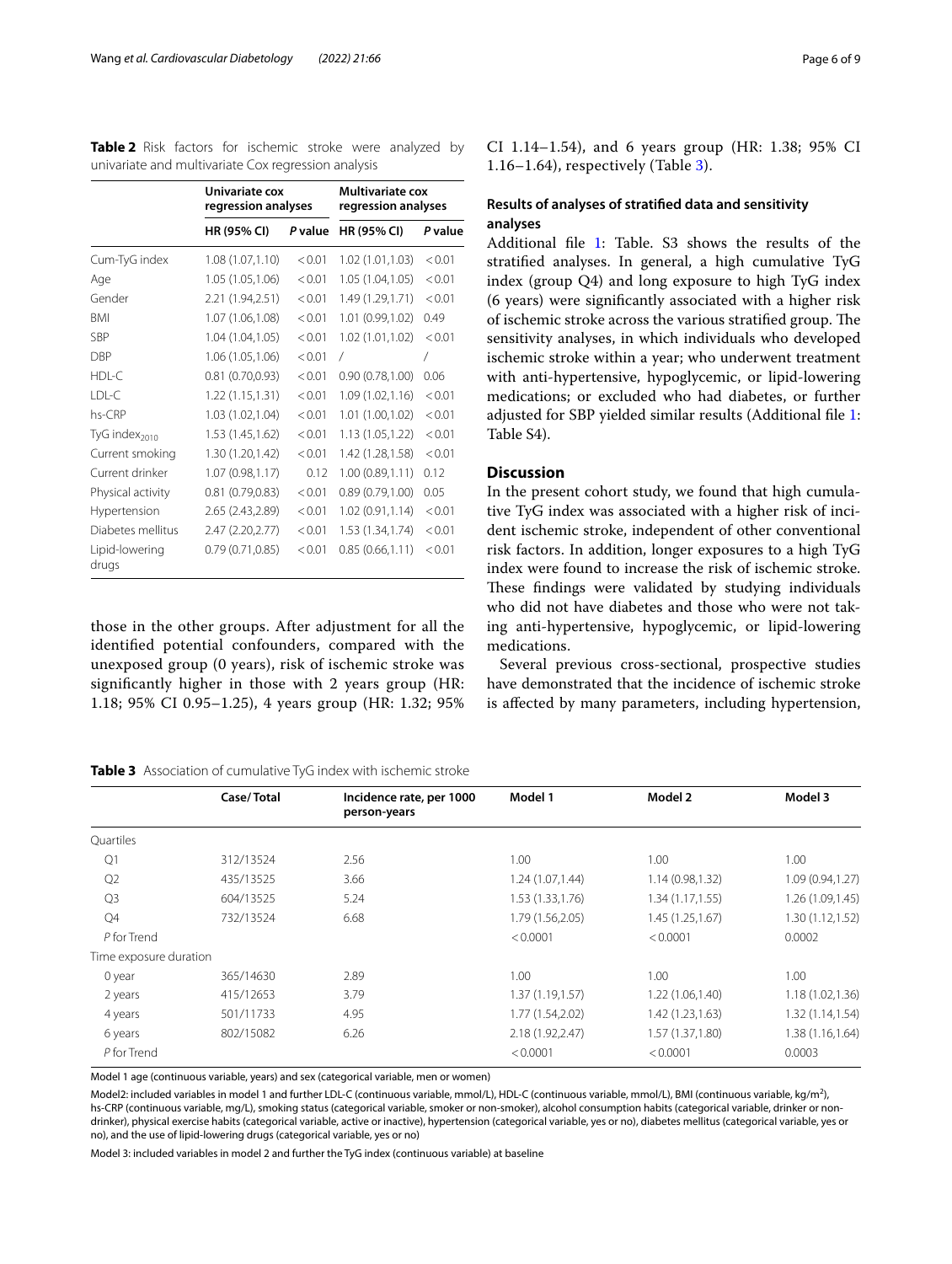**Table 2** Risk factors for ischemic stroke were analyzed by univariate and multivariate Cox regression analysis

| | Univariate cox regression analyses | | Multivariate cox regression analyses | |
|---|---|---|---|---|
| | HR (95% CI) | P value | HR (95% CI) | P value |
| Cum-TyG index | 1.08 (1.07,1.10) | < 0.01 | 1.02 (1.01,1.03) | < 0.01 |
| Age | 1.05 (1.05,1.06) | < 0.01 | 1.05 (1.04,1.05) | < 0.01 |
| Gender | 2.21 (1.94,2.51) | < 0.01 | 1.49 (1.29,1.71) | < 0.01 |
| BMI | 1.07 (1.06,1.08) | < 0.01 | 1.01 (0.99,1.02) | 0.49 |
| SBP | 1.04 (1.04,1.05) | < 0.01 | 1.02 (1.01,1.02) | < 0.01 |
| DBP | 1.06 (1.05,1.06) | < 0.01 | / | / |
| HDL-C | 0.81 (0.70,0.93) | < 0.01 | 0.90 (0.78,1.00) | 0.06 |
| LDL-C | 1.22 (1.15,1.31) | < 0.01 | 1.09 (1.02,1.16) | < 0.01 |
| hs-CRP | 1.03 (1.02,1.04) | < 0.01 | 1.01 (1.00,1.02) | < 0.01 |
| TyG index$_{2010}$ | 1.53 (1.45,1.62) | < 0.01 | 1.13 (1.05,1.22) | < 0.01 |
| Current smoking | 1.30 (1.20,1.42) | < 0.01 | 1.42 (1.28,1.58) | < 0.01 |
| Current drinker | 1.07 (0.98,1.17) | 0.12 | 1.00 (0.89,1.11) | 0.12 |
| Physical activity | 0.81 (0.79,0.83) | < 0.01 | 0.89 (0.79,1.00) | 0.05 |
| Hypertension | 2.65 (2.43,2.89) | < 0.01 | 1.02 (0.91,1.14) | < 0.01 |
| Diabetes mellitus | 2.47 (2.20,2.77) | < 0.01 | 1.53 (1.34,1.74) | < 0.01 |
| Lipid-lowering drugs | 0.79 (0.71,0.85) | < 0.01 | 0.85 (0.66,1.11) | < 0.01 |

those in the other groups. After adjustment for all the identified potential confounders, compared with the unexposed group (0 years), risk of ischemic stroke was significantly higher in those with 2 years group (HR: 1.18; 95% CI 0.95–1.25), 4 years group (HR: 1.32; 95% CI 1.14–1.54), and 6 years group (HR: 1.38; 95% CI 1.16–1.64), respectively (Table 3).

### Results of analyses of stratified data and sensitivity analyses

Additional file 1: Table. S3 shows the results of the stratified analyses. In general, a high cumulative TyG index (group Q4) and long exposure to high TyG index (6 years) were significantly associated with a higher risk of ischemic stroke across the various stratified group. The sensitivity analyses, in which individuals who developed ischemic stroke within a year; who underwent treatment with anti-hypertensive, hypoglycemic, or lipid-lowering medications; or excluded who had diabetes, or further adjusted for SBP yielded similar results (Additional file 1: Table S4).

## Discussion

In the present cohort study, we found that high cumulative TyG index was associated with a higher risk of incident ischemic stroke, independent of other conventional risk factors. In addition, longer exposures to a high TyG index were found to increase the risk of ischemic stroke. These findings were validated by studying individuals who did not have diabetes and those who were not taking anti-hypertensive, hypoglycemic, or lipid-lowering medications.

Several previous cross-sectional, prospective studies have demonstrated that the incidence of ischemic stroke is affected by many parameters, including hypertension,

**Table 3** Association of cumulative TyG index with ischemic stroke

| | Case/ Total | Incidence rate, per 1000 person-years | Model 1 | Model 2 | Model 3 |
|---|---|---|---|---|---|
| Quartiles | | | | | |
| Q1 | 312/13524 | 2.56 | 1.00 | 1.00 | 1.00 |
| Q2 | 435/13525 | 3.66 | 1.24 (1.07,1.44) | 1.14 (0.98,1.32) | 1.09 (0.94,1.27) |
| Q3 | 604/13525 | 5.24 | 1.53 (1.33,1.76) | 1.34 (1.17,1.55) | 1.26 (1.09,1.45) |
| Q4 | 732/13524 | 6.68 | 1.79 (1.56,2.05) | 1.45 (1.25,1.67) | 1.30 (1.12,1.52) |
| *P* for Trend | | | < 0.0001 | < 0.0001 | 0.0002 |
| Time exposure duration | | | | | |
| 0 year | 365/14630 | 2.89 | 1.00 | 1.00 | 1.00 |
| 2 years | 415/12653 | 3.79 | 1.37 (1.19,1.57) | 1.22 (1.06,1.40) | 1.18 (1.02,1.36) |
| 4 years | 501/11733 | 4.95 | 1.77 (1.54,2.02) | 1.42 (1.23,1.63) | 1.32 (1.14,1.54) |
| 6 years | 802/15082 | 6.26 | 2.18 (1.92,2.47) | 1.57 (1.37,1.80) | 1.38 (1.16,1.64) |
| *P* for Trend | | | < 0.0001 | < 0.0001 | 0.0003 |

Model 1 age (continuous variable, years) and sex (categorical variable, men or women)

Model2: included variables in model 1 and further LDL-C (continuous variable, mmol/L), HDL-C (continuous variable, mmol/L), BMI (continuous variable, kg/m$^2$), hs-CRP (continuous variable, mg/L), smoking status (categorical variable, smoker or non-smoker), alcohol consumption habits (categorical variable, drinker or non-drinker), physical exercise habits (categorical variable, active or inactive), hypertension (categorical variable, yes or no), diabetes mellitus (categorical variable, yes or no), and the use of lipid-lowering drugs (categorical variable, yes or no)

Model 3: included variables in model 2 and further the TyG index (continuous variable) at baseline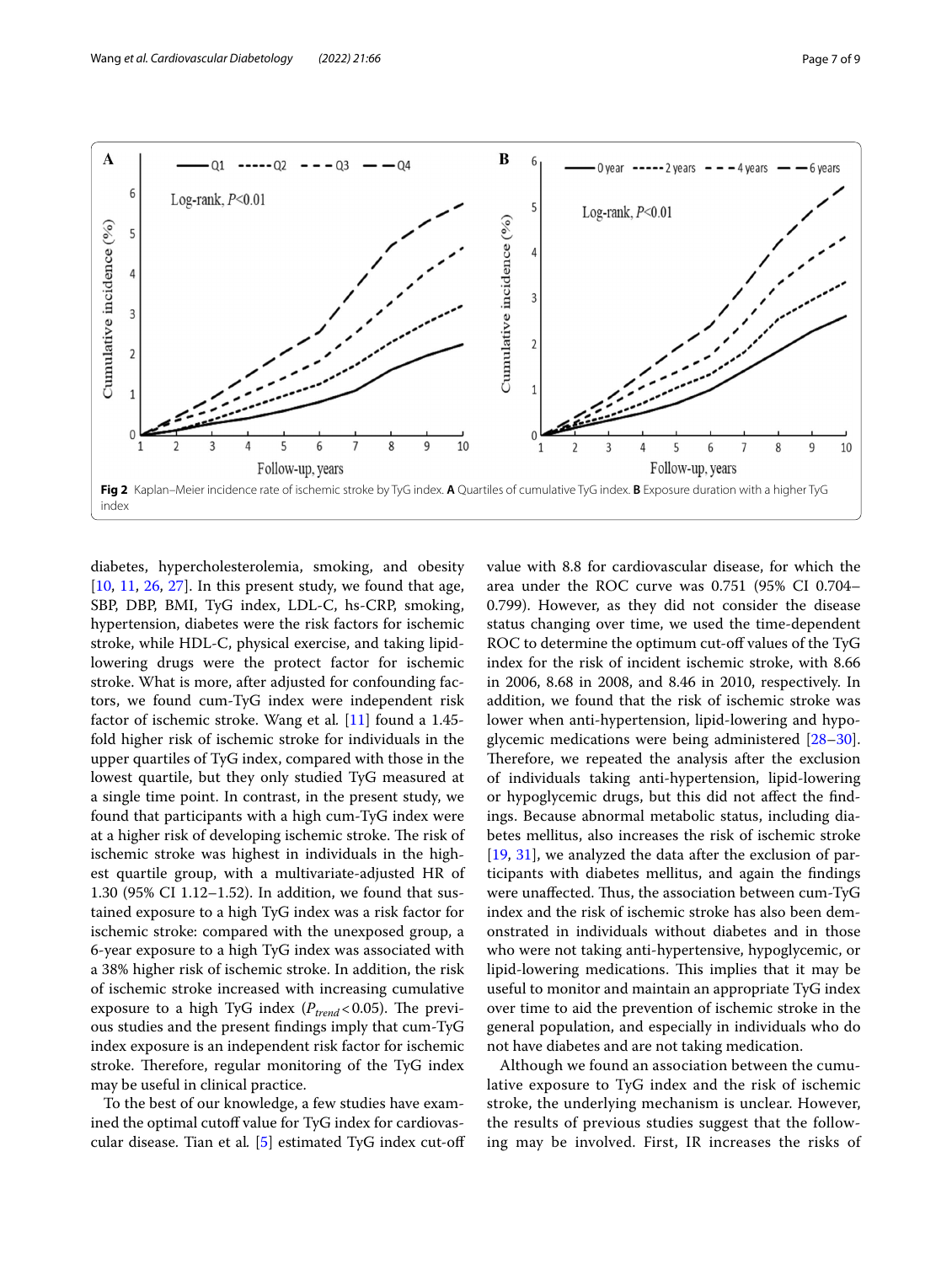**Fig 2** Kaplan–Meier incidence rate of ischemic stroke by TyG index. **A** Quartiles of cumulative TyG index. **B** Exposure duration with a higher TyG index

diabetes, hypercholesterolemia, smoking, and obesity [10, 11, 26, 27]. In this present study, we found that age, SBP, DBP, BMI, TyG index, LDL-C, hs-CRP, smoking, hypertension, diabetes were the risk factors for ischemic stroke, while HDL-C, physical exercise, and taking lipid-lowering drugs were the protect factor for ischemic stroke. What is more, after adjusted for confounding factors, we found cum-TyG index were independent risk factor of ischemic stroke. Wang et al. [11] found a 1.45-fold higher risk of ischemic stroke for individuals in the upper quartiles of TyG index, compared with those in the lowest quartile, but they only studied TyG measured at a single time point. In contrast, in the present study, we found that participants with a high cum-TyG index were at a higher risk of developing ischemic stroke. The risk of ischemic stroke was highest in individuals in the highest quartile group, with a multivariate-adjusted HR of 1.30 (95% CI 1.12–1.52). In addition, we found that sustained exposure to a high TyG index was a risk factor for ischemic stroke: compared with the unexposed group, a 6-year exposure to a high TyG index was associated with a 38% higher risk of ischemic stroke. In addition, the risk of ischemic stroke increased with increasing cumulative exposure to a high TyG index ($P_{trend}<0.05$). The previous studies and the present findings imply that cum-TyG index exposure is an independent risk factor for ischemic stroke. Therefore, regular monitoring of the TyG index may be useful in clinical practice.

To the best of our knowledge, a few studies have examined the optimal cutoff value for TyG index for cardiovascular disease. Tian et al. [5] estimated TyG index cut-off value with 8.8 for cardiovascular disease, for which the area under the ROC curve was 0.751 (95% CI 0.704–0.799). However, as they did not consider the disease status changing over time, we used the time-dependent ROC to determine the optimum cut-off values of the TyG index for the risk of incident ischemic stroke, with 8.66 in 2006, 8.68 in 2008, and 8.46 in 2010, respectively. In addition, we found that the risk of ischemic stroke was lower when anti-hypertension, lipid-lowering and hypoglycemic medications were being administered [28–30]. Therefore, we repeated the analysis after the exclusion of individuals taking anti-hypertension, lipid-lowering or hypoglycemic drugs, but this did not affect the findings. Because abnormal metabolic status, including diabetes mellitus, also increases the risk of ischemic stroke [19, 31], we analyzed the data after the exclusion of participants with diabetes mellitus, and again the findings were unaffected. Thus, the association between cum-TyG index and the risk of ischemic stroke has also been demonstrated in individuals without diabetes and in those who were not taking anti-hypertensive, hypoglycemic, or lipid-lowering medications. This implies that it may be useful to monitor and maintain an appropriate TyG index over time to aid the prevention of ischemic stroke in the general population, and especially in individuals who do not have diabetes and are not taking medication.

Although we found an association between the cumulative exposure to TyG index and the risk of ischemic stroke, the underlying mechanism is unclear. However, the results of previous studies suggest that the following may be involved. First, IR increases the risks of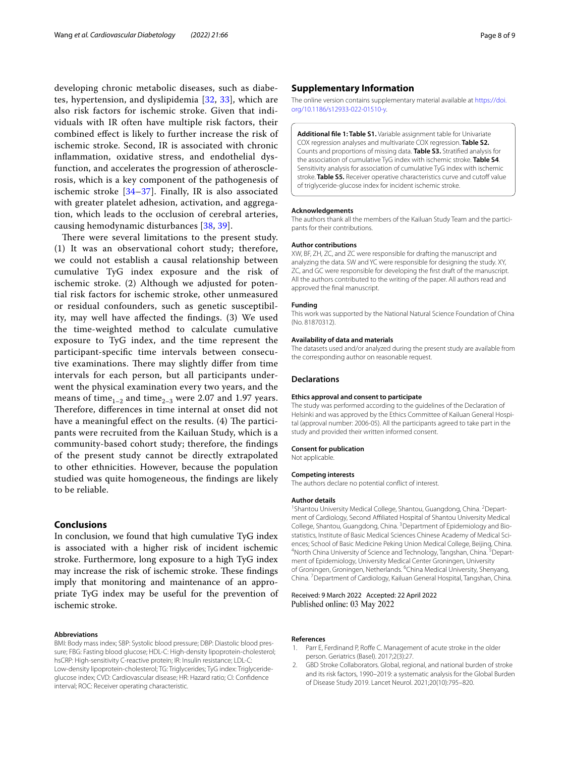developing chronic metabolic diseases, such as diabetes, hypertension, and dyslipidemia [32, 33], which are also risk factors for ischemic stroke. Given that individuals with IR often have multiple risk factors, their combined effect is likely to further increase the risk of ischemic stroke. Second, IR is associated with chronic inflammation, oxidative stress, and endothelial dysfunction, and accelerates the progression of atherosclerosis, which is a key component of the pathogenesis of ischemic stroke [34–37]. Finally, IR is also associated with greater platelet adhesion, activation, and aggregation, which leads to the occlusion of cerebral arteries, causing hemodynamic disturbances [38, 39].

There were several limitations to the present study. (1) It was an observational cohort study; therefore, we could not establish a causal relationship between cumulative TyG index exposure and the risk of ischemic stroke. (2) Although we adjusted for potential risk factors for ischemic stroke, other unmeasured or residual confounders, such as genetic susceptibility, may well have affected the findings. (3) We used the time-weighted method to calculate cumulative exposure to TyG index, and the time represent the participant-specific time intervals between consecutive examinations. There may slightly differ from time intervals for each person, but all participants underwent the physical examination every two years, and the means of $time_{1-2}$ and $time_{2-3}$ were 2.07 and 1.97 years. Therefore, differences in time internal at onset did not have a meaningful effect on the results. (4) The participants were recruited from the Kailuan Study, which is a community-based cohort study; therefore, the findings of the present study cannot be directly extrapolated to other ethnicities. However, because the population studied was quite homogeneous, the findings are likely to be reliable.

## Conclusions

In conclusion, we found that high cumulative TyG index is associated with a higher risk of incident ischemic stroke. Furthermore, long exposure to a high TyG index may increase the risk of ischemic stroke. These findings imply that monitoring and maintenance of an appropriate TyG index may be useful for the prevention of ischemic stroke.

#### Abbreviations

BMI: Body mass index; SBP: Systolic blood pressure; DBP: Diastolic blood pressure; FBG: Fasting blood glucose; HDL-C: High-density lipoprotein-cholesterol; hsCRP: High-sensitivity C-reactive protein; IR: Insulin resistance; LDL-C: Low-density lipoprotein-cholesterol; TG: Triglycerides; TyG index: Triglyceride-glucose index; CVD: Cardiovascular disease; HR: Hazard ratio; CI: Confidence interval; ROC: Receiver operating characteristic.

## Supplementary Information

The online version contains supplementary material available at https://doi.org/10.1186/s12933-022-01510-y.

**Additional file 1: Table S1.** Variable assignment table for Univariate COX regression analyses and multivariate COX regression. **Table S2.** Counts and proportions of missing data. **Table S3.** Stratified analysis for the association of cumulative TyG index with ischemic stroke. **Table S4**. Sensitivity analysis for association of cumulative TyG index with ischemic stroke. **Table S5.** Receiver operative characteristics curve and cutoff value of triglyceride-glucose index for incident ischemic stroke.

#### Acknowledgements

The authors thank all the members of the Kailuan Study Team and the participants for their contributions.

#### Author contributions

XW, BF, ZH, ZC, and ZC were responsible for drafting the manuscript and analyzing the data. SW and YC were responsible for designing the study. XY, ZC, and GC were responsible for developing the first draft of the manuscript. All the authors contributed to the writing of the paper. All authors read and approved the final manuscript.

#### Funding

This work was supported by the National Natural Science Foundation of China (No. 81870312).

#### Availability of data and materials

The datasets used and/or analyzed during the present study are available from the corresponding author on reasonable request.

## Declarations

#### Ethics approval and consent to participate

The study was performed according to the guidelines of the Declaration of Helsinki and was approved by the Ethics Committee of Kailuan General Hospital (approval number: 2006-05). All the participants agreed to take part in the study and provided their written informed consent.

#### Consent for publication

Not applicable.

#### Competing interests

The authors declare no potential conflict of interest.

#### Author details

[1] Shantou University Medical College, Shantou, Guangdong, China. [2] Department of Cardiology, Second Affiliated Hospital of Shantou University Medical College, Shantou, Guangdong, China. [3] Department of Epidemiology and Biostatistics, Institute of Basic Medical Sciences Chinese Academy of Medical Sciences; School of Basic Medicine Peking Union Medical College, Beijing, China. [4] North China University of Science and Technology, Tangshan, China. [5] Department of Epidemiology, University Medical Center Groningen, University of Groningen, Groningen, Netherlands. [6] China Medical University, Shenyang, China. [7] Department of Cardiology, Kailuan General Hospital, Tangshan, China.

Received: 9 March 2022 Accepted: 22 April 2022
Published online: 03 May 2022

#### References

1. Parr E, Ferdinand P, Roffe C. Management of acute stroke in the older person. Geriatrics (Basel). 2017;2(3):27.
2. GBD Stroke Collaborators. Global, regional, and national burden of stroke and its risk factors, 1990–2019: a systematic analysis for the Global Burden of Disease Study 2019. Lancet Neurol. 2021;20(10):795–820.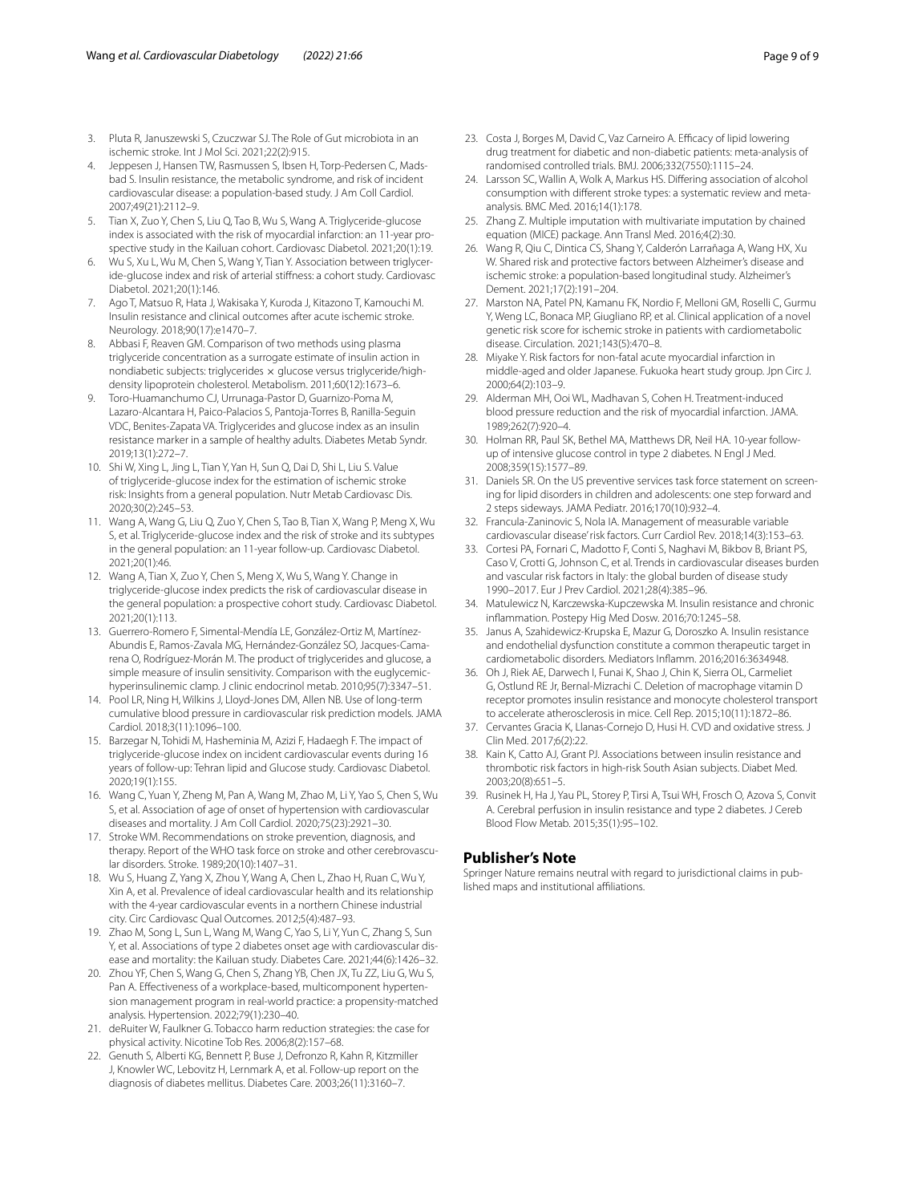3. Pluta R, Januszewski S, Czuczwar SJ. The Role of Gut microbiota in an ischemic stroke. Int J Mol Sci. 2021;22(2):915.
4. Jeppesen J, Hansen TW, Rasmussen S, Ibsen H, Torp-Pedersen C, Madsbad S. Insulin resistance, the metabolic syndrome, and risk of incident cardiovascular disease: a population-based study. J Am Coll Cardiol. 2007;49(21):2112–9.
5. Tian X, Zuo Y, Chen S, Liu Q, Tao B, Wu S, Wang A. Triglyceride-glucose index is associated with the risk of myocardial infarction: an 11-year prospective study in the Kailuan cohort. Cardiovasc Diabetol. 2021;20(1):19.
6. Wu S, Xu L, Wu M, Chen S, Wang Y, Tian Y. Association between triglyceride-glucose index and risk of arterial stiffness: a cohort study. Cardiovasc Diabetol. 2021;20(1):146.
7. Ago T, Matsuo R, Hata J, Wakisaka Y, Kuroda J, Kitazono T, Kamouchi M. Insulin resistance and clinical outcomes after acute ischemic stroke. Neurology. 2018;90(17):e1470–7.
8. Abbasi F, Reaven GM. Comparison of two methods using plasma triglyceride concentration as a surrogate estimate of insulin action in nondiabetic subjects: triglycerides × glucose versus triglyceride/high-density lipoprotein cholesterol. Metabolism. 2011;60(12):1673–6.
9. Toro-Huamanchumo CJ, Urrunaga-Pastor D, Guarnizo-Poma M, Lazaro-Alcantara H, Paico-Palacios S, Pantoja-Torres B, Ranilla-Seguin VDC, Benites-Zapata VA. Triglycerides and glucose index as an insulin resistance marker in a sample of healthy adults. Diabetes Metab Syndr. 2019;13(1):272–7.
10. Shi W, Xing L, Jing L, Tian Y, Yan H, Sun Q, Dai D, Shi L, Liu S. Value of triglyceride-glucose index for the estimation of ischemic stroke risk: Insights from a general population. Nutr Metab Cardiovasc Dis. 2020;30(2):245–53.
11. Wang A, Wang G, Liu Q, Zuo Y, Chen S, Tao B, Tian X, Wang P, Meng X, Wu S, et al. Triglyceride-glucose index and the risk of stroke and its subtypes in the general population: an 11-year follow-up. Cardiovasc Diabetol. 2021;20(1):46.
12. Wang A, Tian X, Zuo Y, Chen S, Meng X, Wu S, Wang Y. Change in triglyceride-glucose index predicts the risk of cardiovascular disease in the general population: a prospective cohort study. Cardiovasc Diabetol. 2021;20(1):113.
13. Guerrero-Romero F, Simental-Mendía LE, González-Ortiz M, Martínez-Abundis E, Ramos-Zavala MG, Hernández-González SO, Jacques-Camarena O, Rodríguez-Morán M. The product of triglycerides and glucose, a simple measure of insulin sensitivity. Comparison with the euglycemic-hyperinsulinemic clamp. J clinic endocrinol metab. 2010;95(7):3347–51.
14. Pool LR, Ning H, Wilkins J, Lloyd-Jones DM, Allen NB. Use of long-term cumulative blood pressure in cardiovascular risk prediction models. JAMA Cardiol. 2018;3(11):1096–100.
15. Barzegar N, Tohidi M, Hasheminia M, Azizi F, Hadaegh F. The impact of triglyceride-glucose index on incident cardiovascular events during 16 years of follow-up: Tehran lipid and Glucose study. Cardiovasc Diabetol. 2020;19(1):155.
16. Wang C, Yuan Y, Zheng M, Pan A, Wang M, Zhao M, Li Y, Yao S, Chen S, Wu S, et al. Association of age of onset of hypertension with cardiovascular diseases and mortality. J Am Coll Cardiol. 2020;75(23):2921–30.
17. Stroke WM. Recommendations on stroke prevention, diagnosis, and therapy. Report of the WHO task force on stroke and other cerebrovascular disorders. Stroke. 1989;20(10):1407–31.
18. Wu S, Huang Z, Yang X, Zhou Y, Wang A, Chen L, Zhao H, Ruan C, Wu Y, Xin A, et al. Prevalence of ideal cardiovascular health and its relationship with the 4-year cardiovascular events in a northern Chinese industrial city. Circ Cardiovasc Qual Outcomes. 2012;5(4):487–93.
19. Zhao M, Song L, Sun L, Wang M, Wang C, Yao S, Li Y, Yun C, Zhang S, Sun Y, et al. Associations of type 2 diabetes onset age with cardiovascular disease and mortality: the Kailuan study. Diabetes Care. 2021;44(6):1426–32.
20. Zhou YF, Chen S, Wang G, Chen S, Zhang YB, Chen JX, Tu ZZ, Liu G, Wu S, Pan A. Effectiveness of a workplace-based, multicomponent hypertension management program in real-world practice: a propensity-matched analysis. Hypertension. 2022;79(1):230–40.
21. deRuiter W, Faulkner G. Tobacco harm reduction strategies: the case for physical activity. Nicotine Tob Res. 2006;8(2):157–68.
22. Genuth S, Alberti KG, Bennett P, Buse J, Defronzo R, Kahn R, Kitzmiller J, Knowler WC, Lebovitz H, Lernmark A, et al. Follow-up report on the diagnosis of diabetes mellitus. Diabetes Care. 2003;26(11):3160–7.
23. Costa J, Borges M, David C, Vaz Carneiro A. Efficacy of lipid lowering drug treatment for diabetic and non-diabetic patients: meta-analysis of randomised controlled trials. BMJ. 2006;332(7550):1115–24.
24. Larsson SC, Wallin A, Wolk A, Markus HS. Differing association of alcohol consumption with different stroke types: a systematic review and meta-analysis. BMC Med. 2016;14(1):178.
25. Zhang Z. Multiple imputation with multivariate imputation by chained equation (MICE) package. Ann Transl Med. 2016;4(2):30.
26. Wang R, Qiu C, Dintica CS, Shang Y, Calderón Larrañaga A, Wang HX, Xu W. Shared risk and protective factors between Alzheimer's disease and ischemic stroke: a population-based longitudinal study. Alzheimer's Dement. 2021;17(2):191–204.
27. Marston NA, Patel PN, Kamanu FK, Nordio F, Melloni GM, Roselli C, Gurmu Y, Weng LC, Bonaca MP, Giugliano RP, et al. Clinical application of a novel genetic risk score for ischemic stroke in patients with cardiometabolic disease. Circulation. 2021;143(5):470–8.
28. Miyake Y. Risk factors for non-fatal acute myocardial infarction in middle-aged and older Japanese. Fukuoka heart study group. Jpn Circ J. 2000;64(2):103–9.
29. Alderman MH, Ooi WL, Madhavan S, Cohen H. Treatment-induced blood pressure reduction and the risk of myocardial infarction. JAMA. 1989;262(7):920–4.
30. Holman RR, Paul SK, Bethel MA, Matthews DR, Neil HA. 10-year follow-up of intensive glucose control in type 2 diabetes. N Engl J Med. 2008;359(15):1577–89.
31. Daniels SR. On the US preventive services task force statement on screening for lipid disorders in children and adolescents: one step forward and 2 steps sideways. JAMA Pediatr. 2016;170(10):932–4.
32. Francula-Zaninovic S, Nola IA. Management of measurable variable cardiovascular disease' risk factors. Curr Cardiol Rev. 2018;14(3):153–63.
33. Cortesi PA, Fornari C, Madotto F, Conti S, Naghavi M, Bikbov B, Briant PS, Caso V, Crotti G, Johnson C, et al. Trends in cardiovascular diseases burden and vascular risk factors in Italy: the global burden of disease study 1990–2017. Eur J Prev Cardiol. 2021;28(4):385–96.
34. Matulewicz N, Karczewska-Kupczewska M. Insulin resistance and chronic inflammation. Postepy Hig Med Dosw. 2016;70:1245–58.
35. Janus A, Szahidewicz-Krupska E, Mazur G, Doroszko A. Insulin resistance and endothelial dysfunction constitute a common therapeutic target in cardiometabolic disorders. Mediators Inflamm. 2016;2016:3634948.
36. Oh J, Riek AE, Darwech I, Funai K, Shao J, Chin K, Sierra OL, Carmeliet G, Ostlund RE Jr, Bernal-Mizrachi C. Deletion of macrophage vitamin D receptor promotes insulin resistance and monocyte cholesterol transport to accelerate atherosclerosis in mice. Cell Rep. 2015;10(11):1872–86.
37. Cervantes Gracia K, Llanas-Cornejo D, Husi H. CVD and oxidative stress. J Clin Med. 2017;6(2):22.
38. Kain K, Catto AJ, Grant PJ. Associations between insulin resistance and thrombotic risk factors in high-risk South Asian subjects. Diabet Med. 2003;20(8):651–5.
39. Rusinek H, Ha J, Yau PL, Storey P, Tirsi A, Tsui WH, Frosch O, Azova S, Convit A. Cerebral perfusion in insulin resistance and type 2 diabetes. J Cereb Blood Flow Metab. 2015;35(1):95–102.

## Publisher's Note

Springer Nature remains neutral with regard to jurisdictional claims in published maps and institutional affiliations.